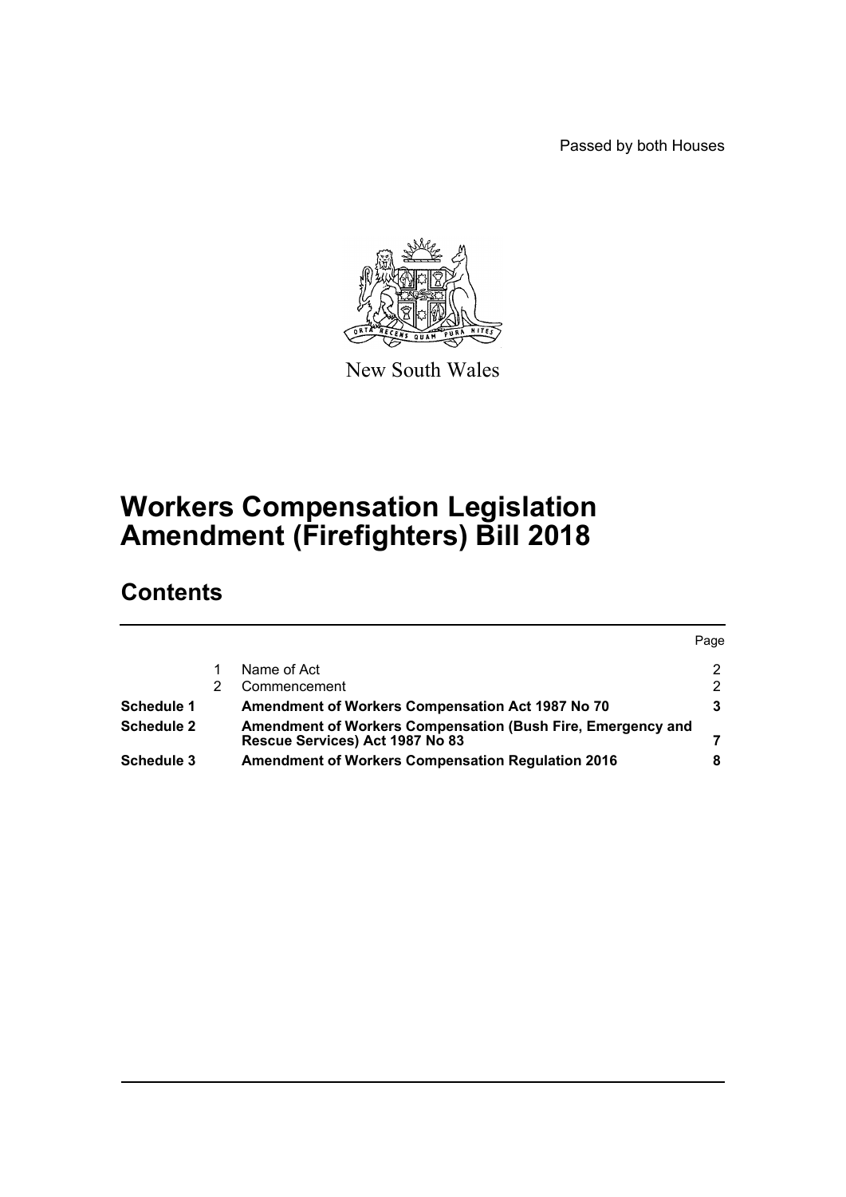Passed by both Houses

New South Wales

# Workers Compensation Legislation Amendment (Firefighters) Bill 2018

## Contents

| | | | Page |
|---|---|---|---|
| | 1 | Name of Act | 2 |
| | 2 | Commencement | 2 |
| **Schedule 1** | | **Amendment of Workers Compensation Act 1987 No 70** | **3** |
| **Schedule 2** | | **Amendment of Workers Compensation (Bush Fire, Emergency and Rescue Services) Act 1987 No 83** | **7** |
| **Schedule 3** | | **Amendment of Workers Compensation Regulation 2016** | **8** |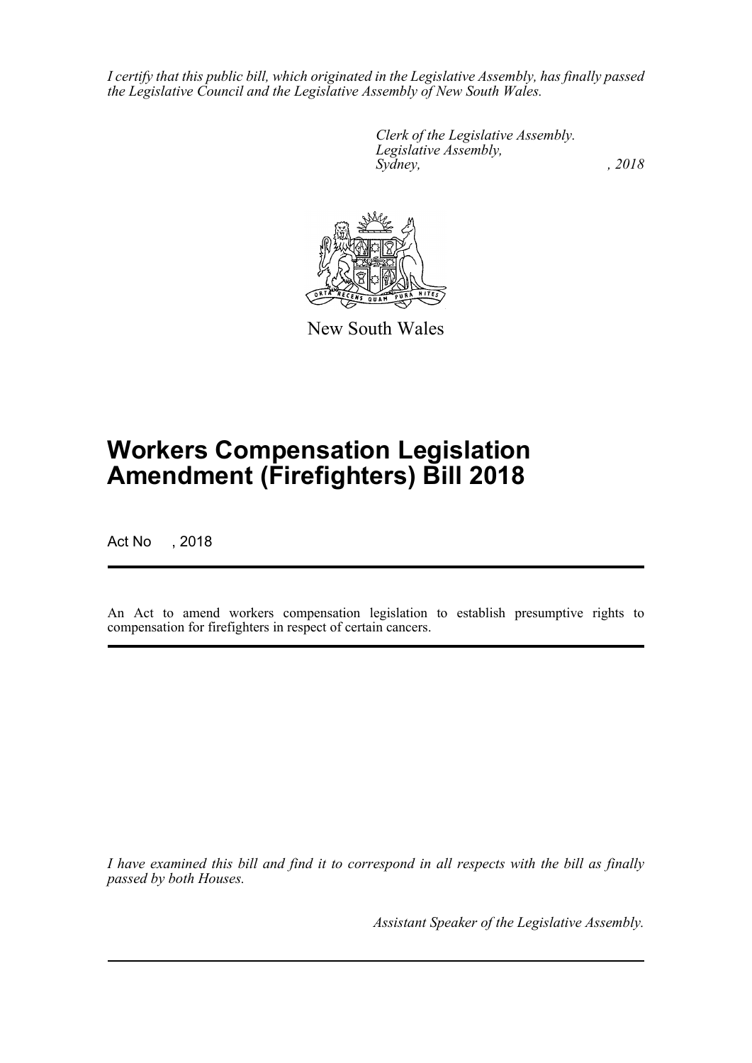*I certify that this public bill, which originated in the Legislative Assembly, has finally passed the Legislative Council and the Legislative Assembly of New South Wales.*

*Clerk of the Legislative Assembly.*
*Legislative Assembly,*
*Sydney, , 2018*

New South Wales

# Workers Compensation Legislation Amendment (Firefighters) Bill 2018

Act No , 2018

An Act to amend workers compensation legislation to establish presumptive rights to compensation for firefighters in respect of certain cancers.

*I have examined this bill and find it to correspond in all respects with the bill as finally passed by both Houses.*

*Assistant Speaker of the Legislative Assembly.*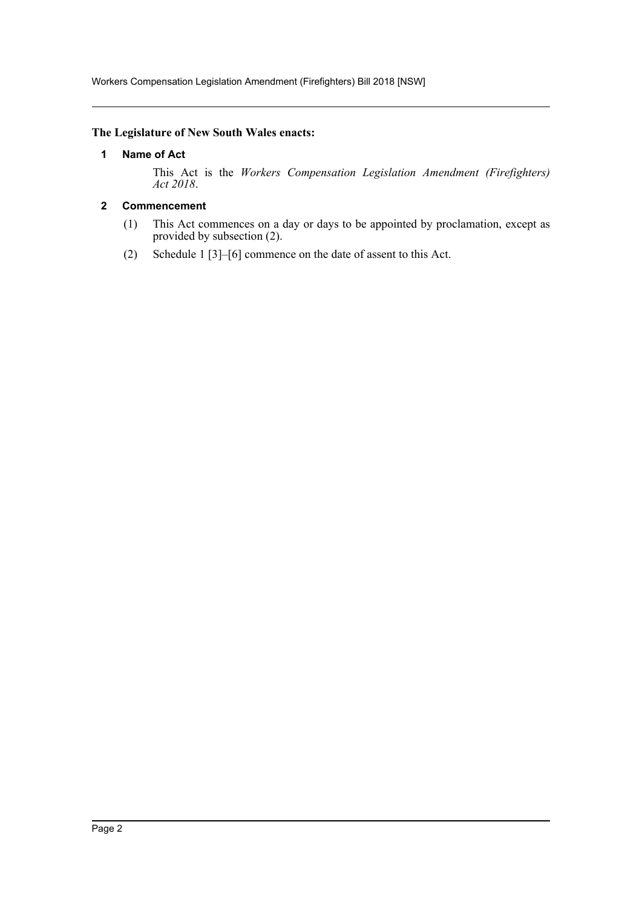**The Legislature of New South Wales enacts:**

## 1 Name of Act

This Act is the *Workers Compensation Legislation Amendment (Firefighters) Act 2018*.

## 2 Commencement

(1) This Act commences on a day or days to be appointed by proclamation, except as provided by subsection (2).

(2) Schedule 1 [3]–[6] commence on the date of assent to this Act.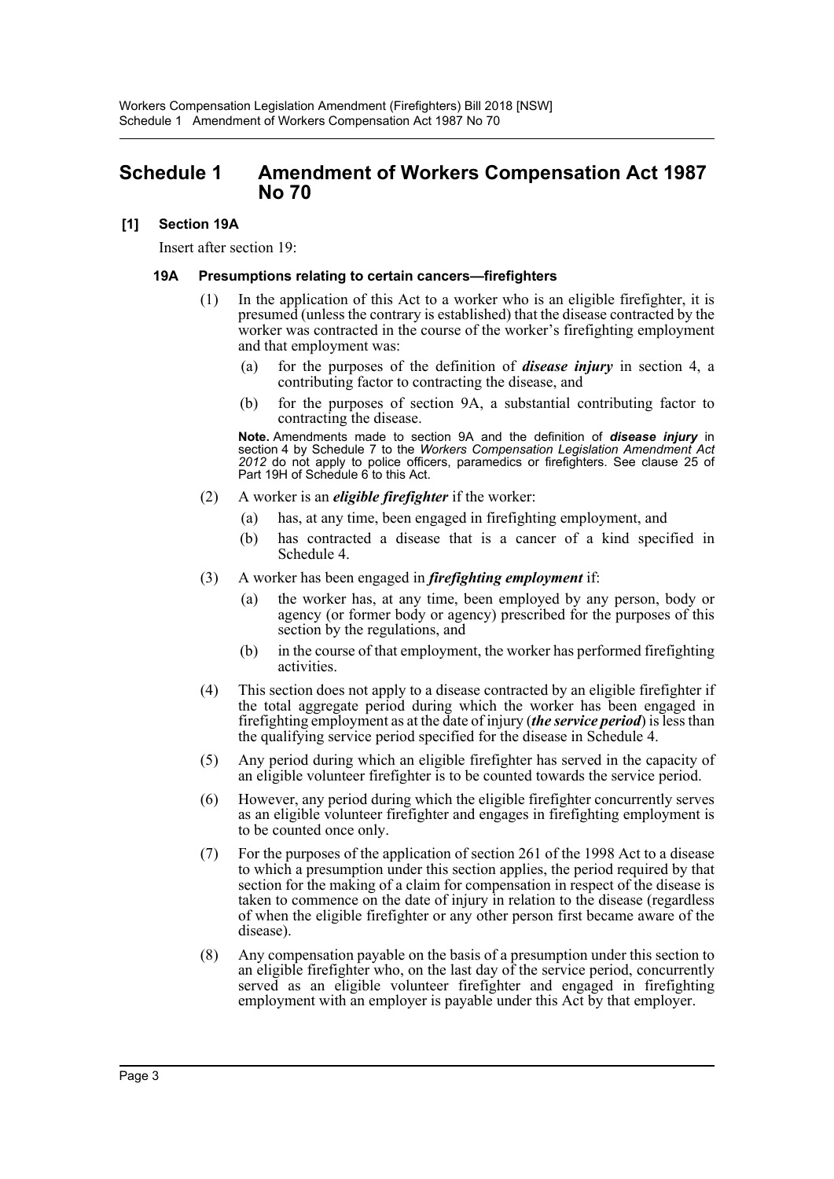# Schedule 1 Amendment of Workers Compensation Act 1987 No 70

## [1] Section 19A

Insert after section 19:

### 19A Presumptions relating to certain cancers—firefighters

(1) In the application of this Act to a worker who is an eligible firefighter, it is presumed (unless the contrary is established) that the disease contracted by the worker was contracted in the course of the worker's firefighting employment and that employment was:

- (a) for the purposes of the definition of ***disease injury*** in section 4, a contributing factor to contracting the disease, and
- (b) for the purposes of section 9A, a substantial contributing factor to contracting the disease.

**Note.** Amendments made to section 9A and the definition of ***disease injury*** in section 4 by Schedule 7 to the *Workers Compensation Legislation Amendment Act 2012* do not apply to police officers, paramedics or firefighters. See clause 25 of Part 19H of Schedule 6 to this Act.

(2) A worker is an ***eligible firefighter*** if the worker:

- (a) has, at any time, been engaged in firefighting employment, and
- (b) has contracted a disease that is a cancer of a kind specified in Schedule 4.

(3) A worker has been engaged in ***firefighting employment*** if:

- (a) the worker has, at any time, been employed by any person, body or agency (or former body or agency) prescribed for the purposes of this section by the regulations, and
- (b) in the course of that employment, the worker has performed firefighting activities.

(4) This section does not apply to a disease contracted by an eligible firefighter if the total aggregate period during which the worker has been engaged in firefighting employment as at the date of injury (***the service period***) is less than the qualifying service period specified for the disease in Schedule 4.

(5) Any period during which an eligible firefighter has served in the capacity of an eligible volunteer firefighter is to be counted towards the service period.

(6) However, any period during which the eligible firefighter concurrently serves as an eligible volunteer firefighter and engages in firefighting employment is to be counted once only.

(7) For the purposes of the application of section 261 of the 1998 Act to a disease to which a presumption under this section applies, the period required by that section for the making of a claim for compensation in respect of the disease is taken to commence on the date of injury in relation to the disease (regardless of when the eligible firefighter or any other person first became aware of the disease).

(8) Any compensation payable on the basis of a presumption under this section to an eligible firefighter who, on the last day of the service period, concurrently served as an eligible volunteer firefighter and engaged in firefighting employment with an employer is payable under this Act by that employer.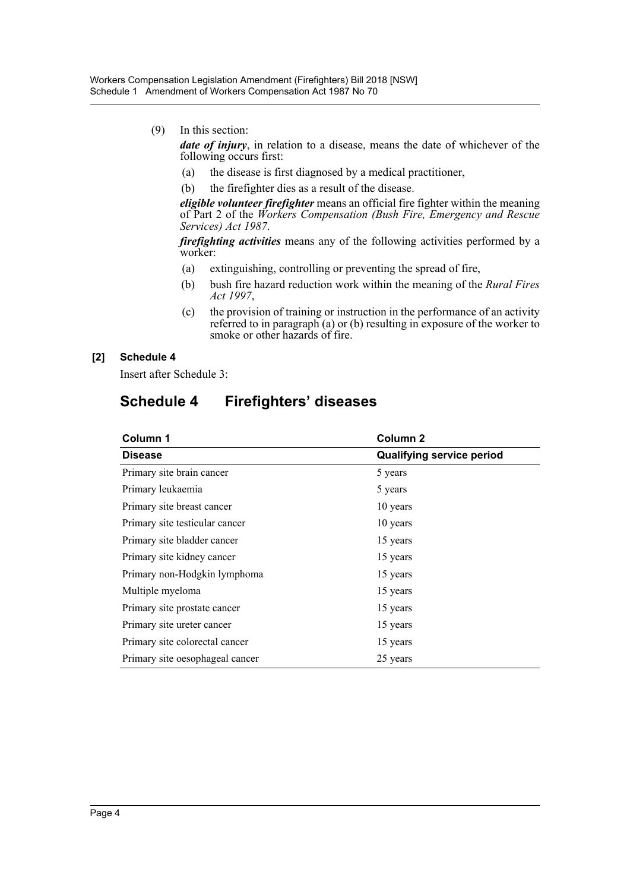(9) In this section:

***date of injury***, in relation to a disease, means the date of whichever of the following occurs first:

- (a) the disease is first diagnosed by a medical practitioner,
- (b) the firefighter dies as a result of the disease.

***eligible volunteer firefighter*** means an official fire fighter within the meaning of Part 2 of the *Workers Compensation (Bush Fire, Emergency and Rescue Services) Act 1987*.

***firefighting activities*** means any of the following activities performed by a worker:

- (a) extinguishing, controlling or preventing the spread of fire,
- (b) bush fire hazard reduction work within the meaning of the *Rural Fires Act 1997*,
- (c) the provision of training or instruction in the performance of an activity referred to in paragraph (a) or (b) resulting in exposure of the worker to smoke or other hazards of fire.

**[2] Schedule 4**

Insert after Schedule 3:

## Schedule 4 Firefighters' diseases

| Column 1 | Column 2 |
|---|---|
| **Disease** | **Qualifying service period** |
| Primary site brain cancer | 5 years |
| Primary leukaemia | 5 years |
| Primary site breast cancer | 10 years |
| Primary site testicular cancer | 10 years |
| Primary site bladder cancer | 15 years |
| Primary site kidney cancer | 15 years |
| Primary non-Hodgkin lymphoma | 15 years |
| Multiple myeloma | 15 years |
| Primary site prostate cancer | 15 years |
| Primary site ureter cancer | 15 years |
| Primary site colorectal cancer | 15 years |
| Primary site oesophageal cancer | 25 years |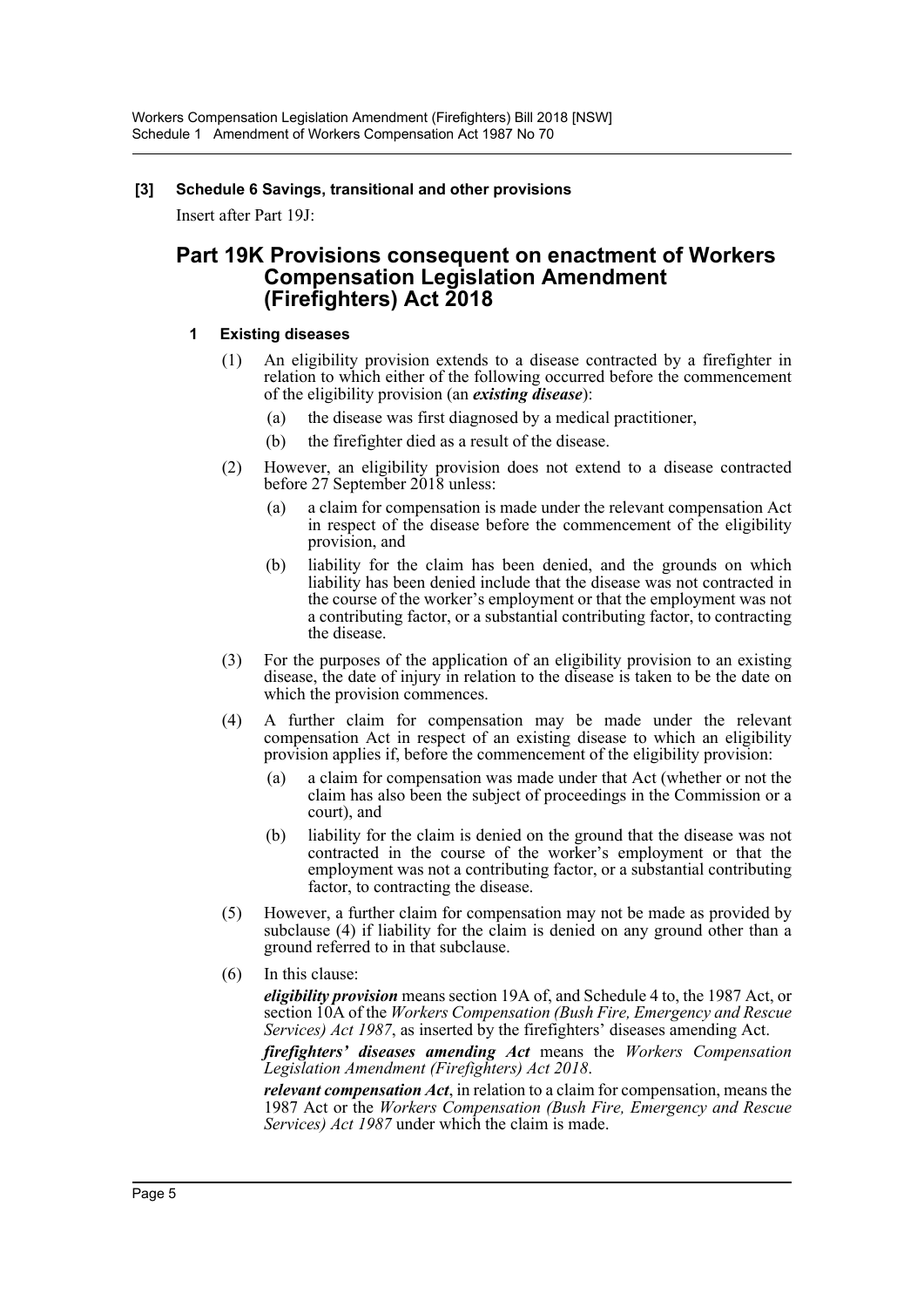**[3] Schedule 6 Savings, transitional and other provisions**

Insert after Part 19J:

## Part 19K Provisions consequent on enactment of Workers Compensation Legislation Amendment (Firefighters) Act 2018

### 1 Existing diseases

(1) An eligibility provision extends to a disease contracted by a firefighter in relation to which either of the following occurred before the commencement of the eligibility provision (an ***existing disease***):

(a) the disease was first diagnosed by a medical practitioner,

(b) the firefighter died as a result of the disease.

(2) However, an eligibility provision does not extend to a disease contracted before 27 September 2018 unless:

(a) a claim for compensation is made under the relevant compensation Act in respect of the disease before the commencement of the eligibility provision, and

(b) liability for the claim has been denied, and the grounds on which liability has been denied include that the disease was not contracted in the course of the worker's employment or that the employment was not a contributing factor, or a substantial contributing factor, to contracting the disease.

(3) For the purposes of the application of an eligibility provision to an existing disease, the date of injury in relation to the disease is taken to be the date on which the provision commences.

(4) A further claim for compensation may be made under the relevant compensation Act in respect of an existing disease to which an eligibility provision applies if, before the commencement of the eligibility provision:

(a) a claim for compensation was made under that Act (whether or not the claim has also been the subject of proceedings in the Commission or a court), and

(b) liability for the claim is denied on the ground that the disease was not contracted in the course of the worker's employment or that the employment was not a contributing factor, or a substantial contributing factor, to contracting the disease.

(5) However, a further claim for compensation may not be made as provided by subclause (4) if liability for the claim is denied on any ground other than a ground referred to in that subclause.

(6) In this clause:

***eligibility provision*** means section 19A of, and Schedule 4 to, the 1987 Act, or section 10A of the *Workers Compensation (Bush Fire, Emergency and Rescue Services) Act 1987*, as inserted by the firefighters' diseases amending Act.

***firefighters' diseases amending Act*** means the *Workers Compensation Legislation Amendment (Firefighters) Act 2018*.

***relevant compensation Act***, in relation to a claim for compensation, means the 1987 Act or the *Workers Compensation (Bush Fire, Emergency and Rescue Services) Act 1987* under which the claim is made.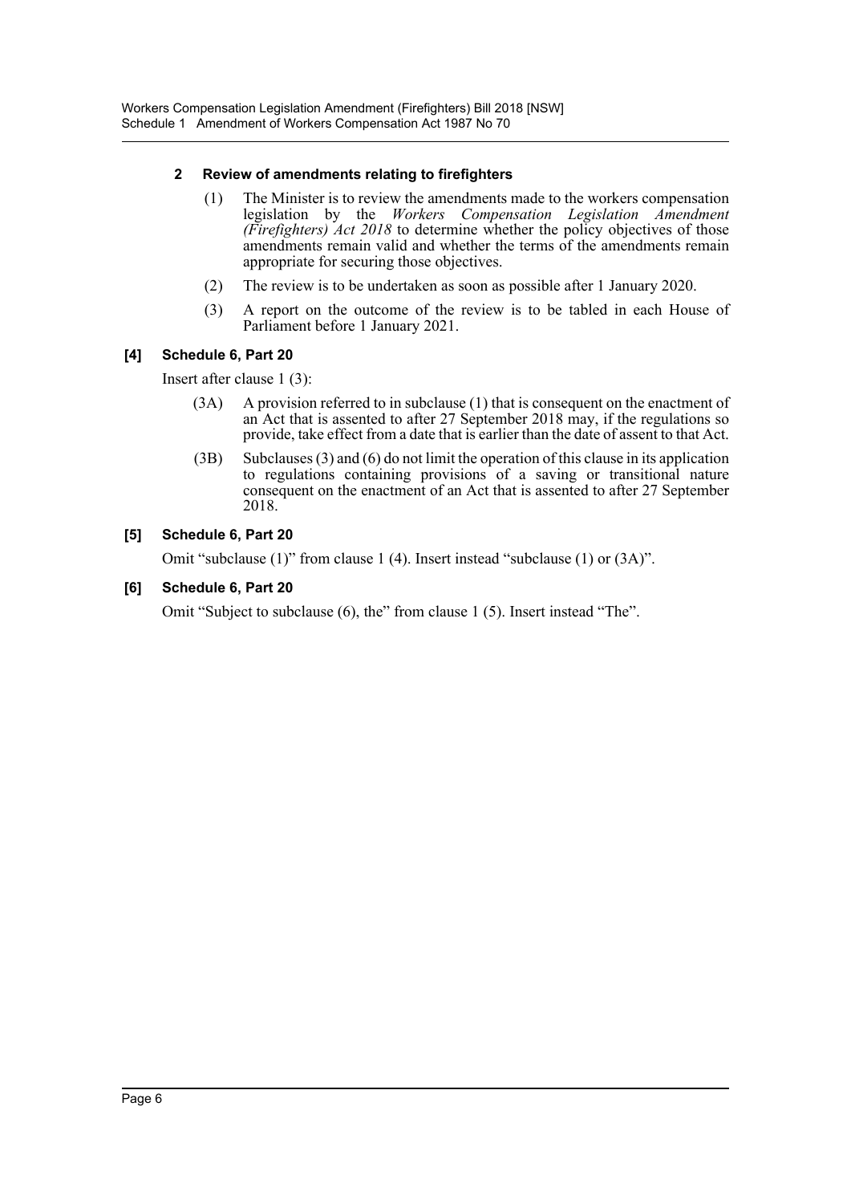### 2 Review of amendments relating to firefighters

(1) The Minister is to review the amendments made to the workers compensation legislation by the *Workers Compensation Legislation Amendment (Firefighters) Act 2018* to determine whether the policy objectives of those amendments remain valid and whether the terms of the amendments remain appropriate for securing those objectives.

(2) The review is to be undertaken as soon as possible after 1 January 2020.

(3) A report on the outcome of the review is to be tabled in each House of Parliament before 1 January 2021.

### [4] Schedule 6, Part 20

Insert after clause 1 (3):

(3A) A provision referred to in subclause (1) that is consequent on the enactment of an Act that is assented to after 27 September 2018 may, if the regulations so provide, take effect from a date that is earlier than the date of assent to that Act.

(3B) Subclauses (3) and (6) do not limit the operation of this clause in its application to regulations containing provisions of a saving or transitional nature consequent on the enactment of an Act that is assented to after 27 September 2018.

### [5] Schedule 6, Part 20

Omit "subclause (1)" from clause 1 (4). Insert instead "subclause (1) or (3A)".

### [6] Schedule 6, Part 20

Omit "Subject to subclause (6), the" from clause 1 (5). Insert instead "The".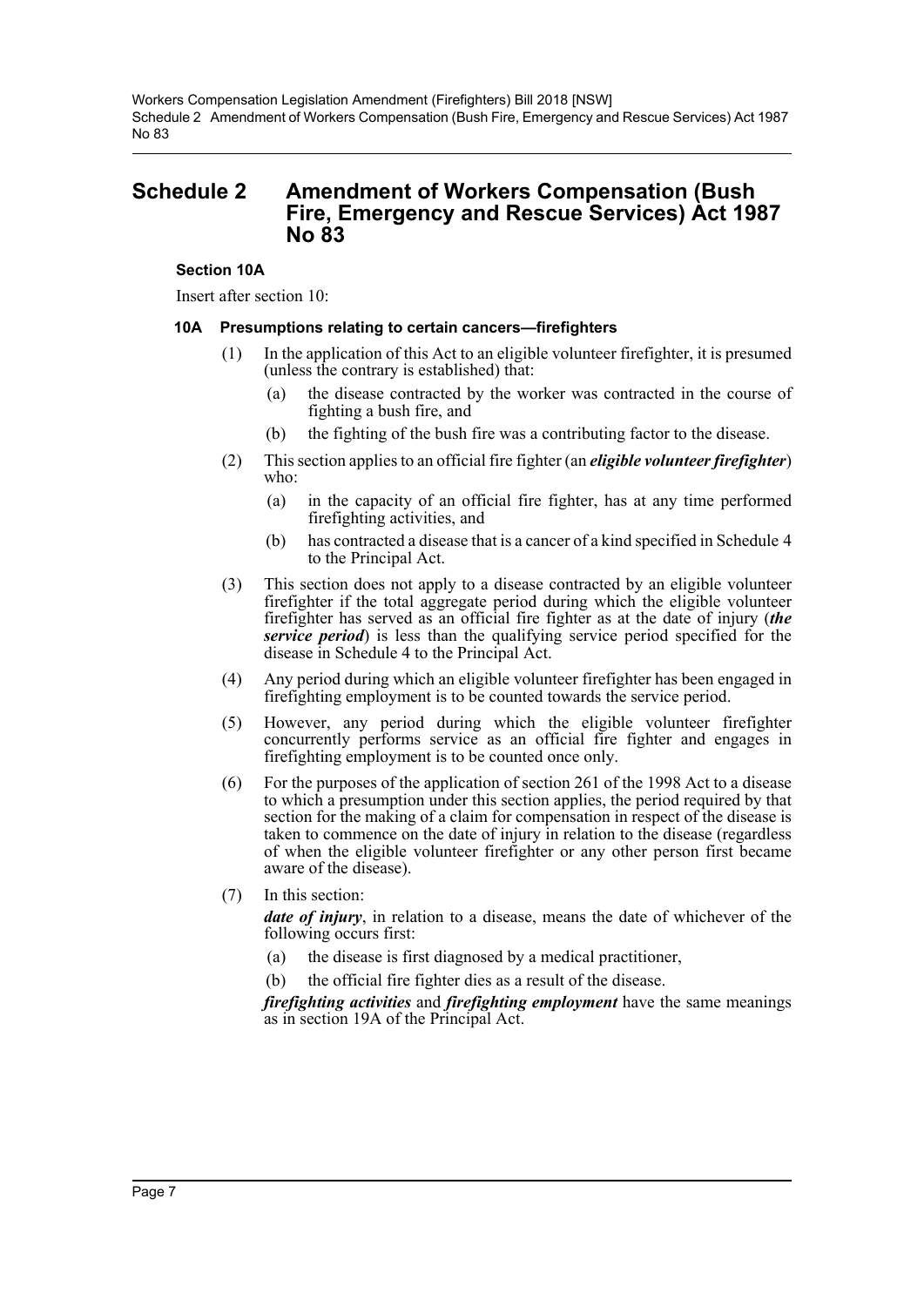# Schedule 2 Amendment of Workers Compensation (Bush Fire, Emergency and Rescue Services) Act 1987 No 83

### Section 10A

Insert after section 10:

#### 10A Presumptions relating to certain cancers—firefighters

(1) In the application of this Act to an eligible volunteer firefighter, it is presumed (unless the contrary is established) that:

- (a) the disease contracted by the worker was contracted in the course of fighting a bush fire, and
- (b) the fighting of the bush fire was a contributing factor to the disease.

(2) This section applies to an official fire fighter (an ***eligible volunteer firefighter***) who:

- (a) in the capacity of an official fire fighter, has at any time performed firefighting activities, and
- (b) has contracted a disease that is a cancer of a kind specified in Schedule 4 to the Principal Act.

(3) This section does not apply to a disease contracted by an eligible volunteer firefighter if the total aggregate period during which the eligible volunteer firefighter has served as an official fire fighter as at the date of injury (***the service period***) is less than the qualifying service period specified for the disease in Schedule 4 to the Principal Act.

(4) Any period during which an eligible volunteer firefighter has been engaged in firefighting employment is to be counted towards the service period.

(5) However, any period during which the eligible volunteer firefighter concurrently performs service as an official fire fighter and engages in firefighting employment is to be counted once only.

(6) For the purposes of the application of section 261 of the 1998 Act to a disease to which a presumption under this section applies, the period required by that section for the making of a claim for compensation in respect of the disease is taken to commence on the date of injury in relation to the disease (regardless of when the eligible volunteer firefighter or any other person first became aware of the disease).

(7) In this section:

***date of injury***, in relation to a disease, means the date of whichever of the following occurs first:

- (a) the disease is first diagnosed by a medical practitioner,
- (b) the official fire fighter dies as a result of the disease.

***firefighting activities*** and ***firefighting employment*** have the same meanings as in section 19A of the Principal Act.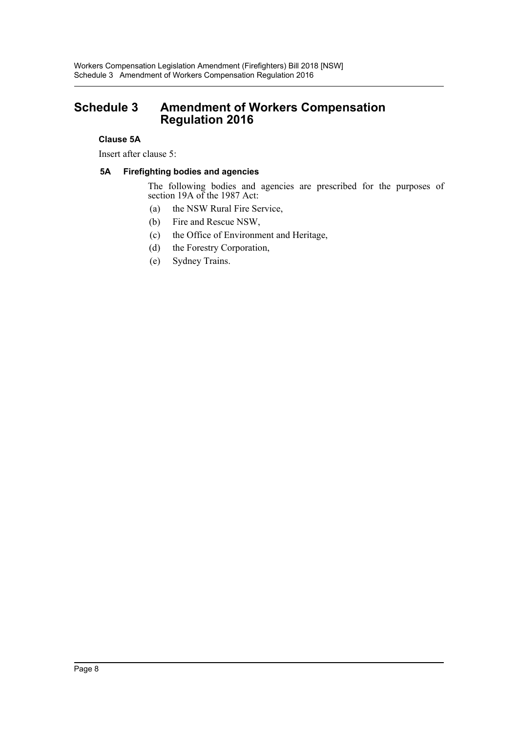# Schedule 3 Amendment of Workers Compensation Regulation 2016

**Clause 5A**

Insert after clause 5:

**5A Firefighting bodies and agencies**

The following bodies and agencies are prescribed for the purposes of section 19A of the 1987 Act:

(a) the NSW Rural Fire Service,

(b) Fire and Rescue NSW,

(c) the Office of Environment and Heritage,

(d) the Forestry Corporation,

(e) Sydney Trains.